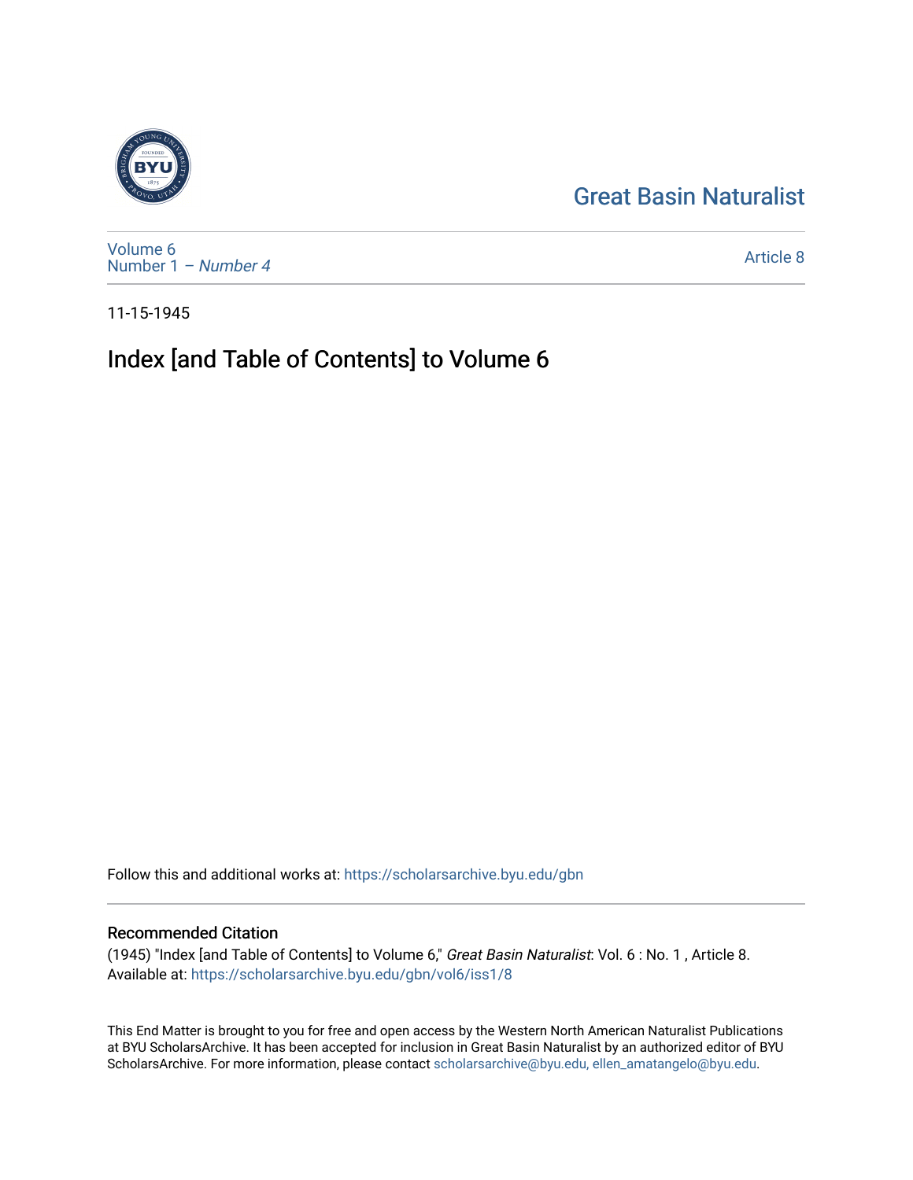Great Basin Naturalist

Volume 6
Number 1 – *Number 4*

Article 8

11-15-1945

# Index [and Table of Contents] to Volume 6

Follow this and additional works at: https://scholarsarchive.byu.edu/gbn

## Recommended Citation

(1945) "Index [and Table of Contents] to Volume 6," *Great Basin Naturalist*: Vol. 6 : No. 1 , Article 8.
Available at: https://scholarsarchive.byu.edu/gbn/vol6/iss1/8

This End Matter is brought to you for free and open access by the Western North American Naturalist Publications at BYU ScholarsArchive. It has been accepted for inclusion in Great Basin Naturalist by an authorized editor of BYU ScholarsArchive. For more information, please contact scholarsarchive@byu.edu, ellen_amatangelo@byu.edu.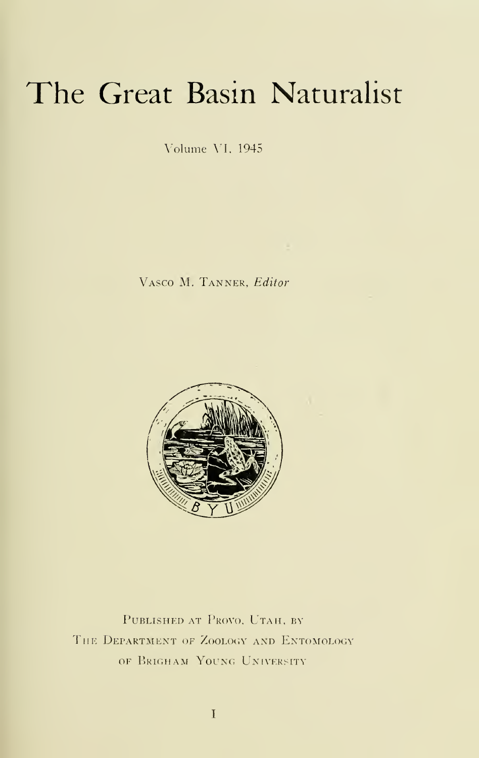# The Great Basin Naturalist

Volume VI, 1945

Vasco M. Tanner, *Editor*

Published at Provo, Utah, by
The Department of Zoology and Entomology
of Brigham Young University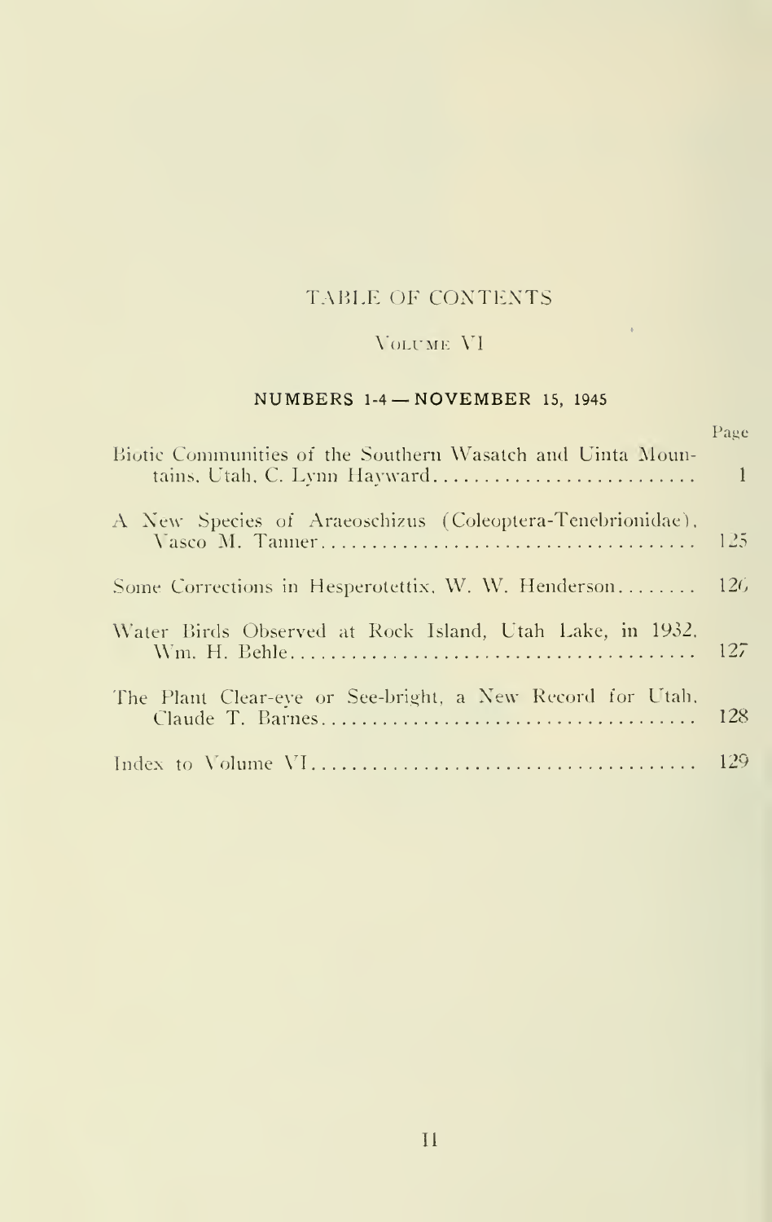# TABLE OF CONTENTS

## Volume VI

### NUMBERS 1-4 — NOVEMBER 15, 1945

| | Page |
|---|---|
| Biotic Communities of the Southern Wasatch and Uinta Mountains, Utah, C. Lynn Hayward | 1 |
| A New Species of Araeoschizus (Coleoptera-Tenebrionidae), Vasco M. Tanner | 125 |
| Some Corrections in Hesperotettix, W. W. Henderson | 126 |
| Water Birds Observed at Rock Island, Utah Lake, in 1932, Wm. H. Behle | 127 |
| The Plant Clear-eye or See-bright, a New Record for Utah, Claude T. Barnes | 128 |
| Index to Volume VI | 129 |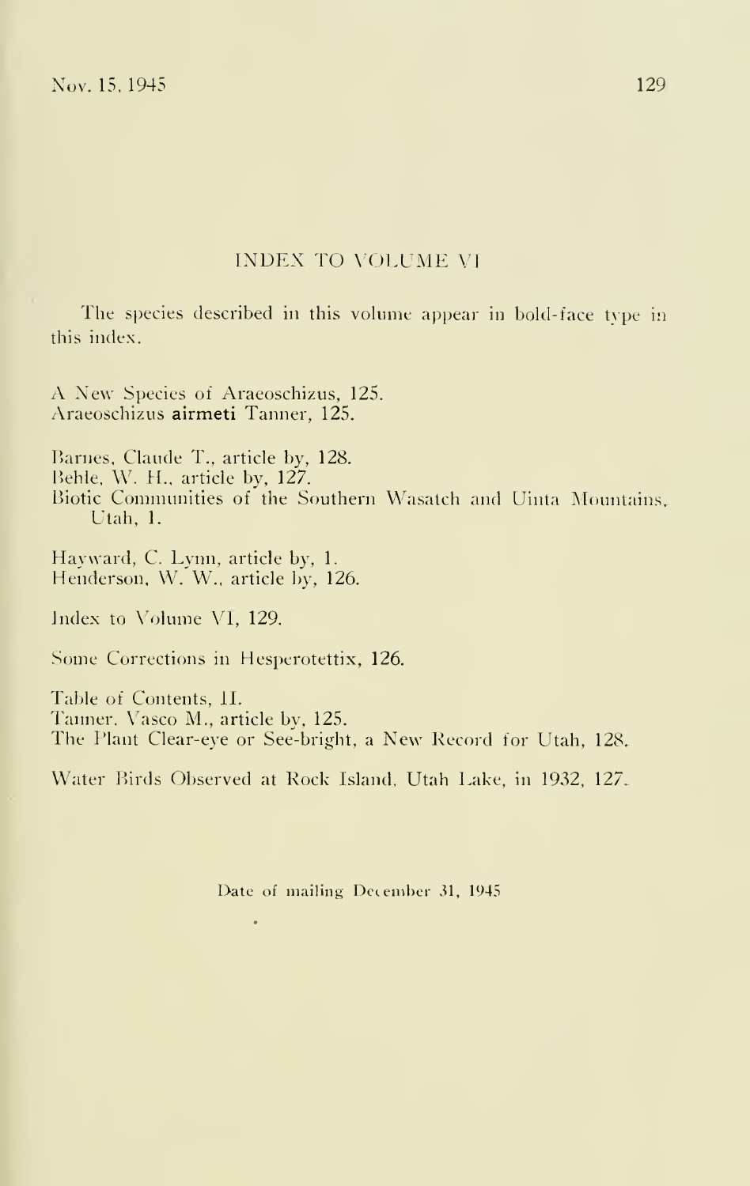## INDEX TO VOLUME VI

The species described in this volume appear in bold-face type in this index.

A New Species of Araeoschizus, 125.
Araeoschizus **airmeti** Tanner, 125.

Barnes, Claude T., article by, 128.
Behle, W. H., article by, 127.
Biotic Communities of the Southern Wasatch and Uinta Mountains, Utah, 1.

Hayward, C. Lynn, article by, 1.
Henderson, W. W., article by, 126.

Index to Volume VI, 129.

Some Corrections in Hesperotettix, 126.

Table of Contents, II.
Tanner, Vasco M., article by, 125.
The Plant Clear-eye or See-bright, a New Record for Utah, 128.

Water Birds Observed at Rock Island, Utah Lake, in 1932, 127.

Date of mailing December 31, 1945